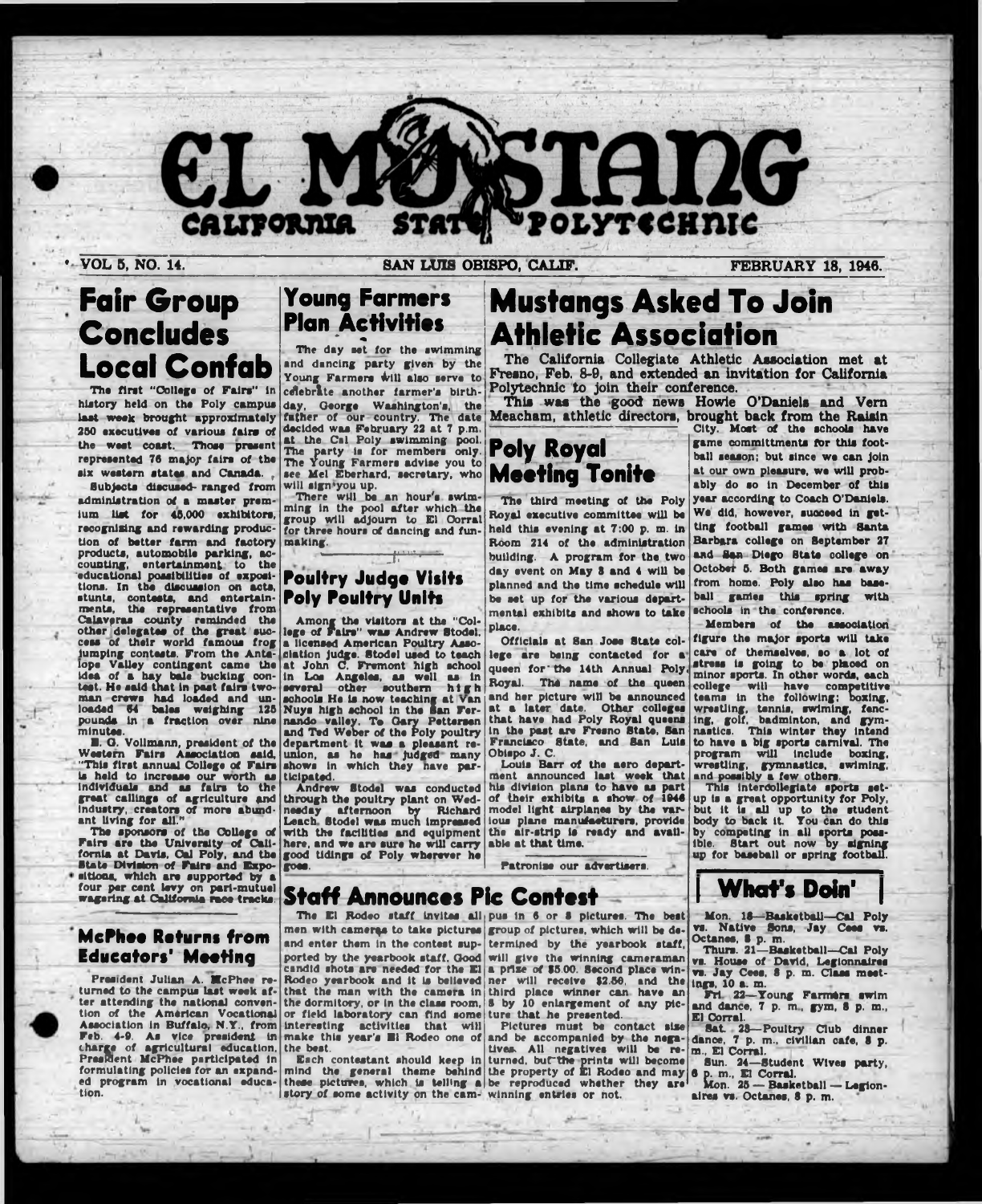# EL MUSTANG

CALIFORNIA STATE POLYTECHNIC

VOL 5, NO. 14. SAN LUIS OBISPO, CALIF. FEBRUARY 18, 1946.

## Fair Group Concludes Local Confab

The first "College of Fairs" in history held on the Poly campus last week brought approximately 250 executives of various fairs of the west coast. Those present represented 76 major fairs of the six western states and Canada.

Subjects discussed ranged from administration of a master premium list for 45,000 exhibitors, recognizing and rewarding production of better farm and factory products, automobile parking, accounting, entertainment to the educational possibilities of expositions. In the discussion on acts, stunts, contests, and entertainments, the representative from Calaveras county reminded the other delegates of the great success of their world famous frog jumping contests. From the Antelope Valley contingent came the idea of a hay bale bucking contest. He said that in past fairs two-man crews had loaded and unloaded 64 bales weighing 125 pounds in a fraction over nine minutes.

E. O. Vollmann, president of the Western Fairs Association said, "This first annual College of Fairs is held to increase our worth as individuals and as fairs to the great callings of agriculture and industry, creators of more abundant living for all."

The sponsors of the College of Fairs are the University of California at Davis, Cal Poly, and the State Division of Fairs and Expositions, which are supported by a four per cent levy on pari-mutuel wagering at California race tracks.

## McPhee Returns from Educators' Meeting

President Julian A. McPhee returned to the campus last week after attending the national convention of the American Vocational Association in Buffalo, N.Y., from Feb. 4-9. As vice president in charge of agricultural education, President McPhee participated in formulating policies for an expanded program in vocational education.

## Young Farmers Plan Activities

The day set for the swimming and dancing party given by the Young Farmers will also serve to celebrate another farmer's birthday, George Washington's, the father of our country. The date decided was February 22 at 7 p.m. at the Cal Poly swimming pool. The party is for members only. The Young Farmers advise you to see Mel Eberhard, secretary, who will sign you up.

There will be an hour's swimming in the pool after which the group will adjourn to El Corral for three hours of dancing and funmaking.

## Poultry Judge Visits Poly Poultry Units

Among the visitors at the "College of Fairs" was Andrew Stodel, a licensed American Poultry Association judge. Stodel used to teach at John C. Fremont high school in Los Angeles, as well as in several other southern high schools He is now teaching at Van Nuys high school in the San Fernando valley. To Gary Pettersen and Ted Weber of the Poly poultry department it was a pleasant reunion, as he has judged many shows in which they have participated.

Andrew Stodel was conducted through the poultry plant on Wednesday afternoon by Richard Leach. Stodel was much impressed with the facilities and equipment here, and we are sure he will carry good tidings of Poly wherever he goes.

## Mustangs Asked To Join Athletic Association

The California Collegiate Athletic Association met at Fresno, Feb. 8-9, and extended an invitation for California Polytechnic to join their conference.

This was the good news Howie O'Daniels and Vern Meacham, athletic directors, brought back from the Raisin City. Most of the schools have game committments for this football season; but since we can join at our own pleasure, we will probably do so in December of this year according to Coach O'Daniels. We did, however, succeed in getting football games with Santa Barbara college on September 27 and San Diego State college on October 5. Both games are away from home. Poly also has baseball games this spring with schools in the conference.

Members of the association figure the major sports will take care of themselves, so a lot of stress is going to be placed on minor sports. In other words, each college will have competitive teams in the following: boxing, wrestling, tennis, swiming, fencing, golf, badminton, and gymnastics. This winter they intend to have a big sports carnival. The program will include boxing, wrestling, gymnastics, swiming, and possibly a few others.

This intercollegiate sports setup is a great opportunity for Poly, but it is all up to the student body to back it. You can do this by competing in all sports possible. Start out now by signing up for baseball or spring football.

## Poly Royal Meeting Tonite

The third meeting of the Poly Royal executive committee will be held this evening at 7:00 p. m. in Room 214 of the administration building. A program for the two day event on May 3 and 4 will be planned and the time schedule will be set up for the various departmental exhibits and shows to take place.

Officials at San Jose State college are being contacted for a queen for the 14th Annual Poly Royal. The name of the queen and her picture will be announced at a later date. Other colleges that have had Poly Royal queens in the past are Fresno State, San Francisco State, and San Luis Obispo J. C.

Louis Barr of the aero department announced last week that his division plans to have as part of their exhibits a show of 1946 model light airplanes by the various plane manufacturers, provide the air-strip is ready and available at that time.

Patronize our advertisers.

## Staff Announces Pic Contest

The El Rodeo staff invites all men with cameras to take pictures and enter them in the contest supported by the yearbook staff. Good candid shots are needed for the El Rodeo yearbook and it is believed that the man with the camera in the dormitory, or in the class room, or field laboratory can find some interesting activities that will make this year's El Rodeo one of the best.

Each contestant should keep in mind the general theme behind these pictures, which is telling a story of some activity on the campus in 6 or 8 pictures. The best group of pictures, which will be determined by the yearbook staff, will give the winning cameraman a prize of \$5.00. Second place winner will receive \$2.50, and the third place winner can have an 8 by 10 enlargement of any picture that he presented.

Pictures must be contact size and be accompanied by the negatives. All negatives will be returned, but the prints will become the property of El Rodeo and may be reproduced whether they are winning entries or not.

## What's Doin'

Mon. 18—Basketball—Cal Poly vs. Native Sons, Jay Cees vs. Octanes, 8 p. m.

Thurs. 21—Basketball—Cal Poly vs. House of David, Legionnaires vs. Jay Cees, 8 p. m. Class meetings, 10 a. m.

Fri. 22—Young Farmers swim and dance, 7 p. m., gym, 8 p. m., El Corral.

Sat. 23—Poultry Club dinner dance, 7 p. m., civilian cafe, 8 p. m., El Corral.

Sun. 24—Student Wives party, 6 p. m., El Corral.

Mon. 25 — Basketball — Legionaires vs. Octanes, 8 p. m.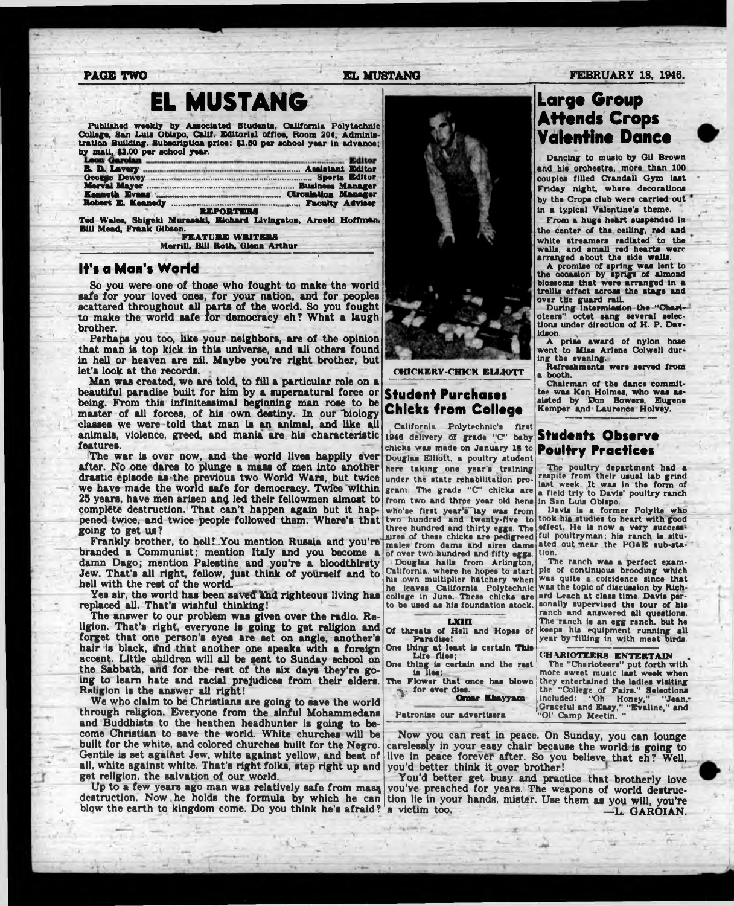# EL MUSTANG

Published weekly by Associated Students, California Polytechnic College, San Luis Obispo, Calif. Editorial office, Room 204, Administration Building. Subscription price: $1.50 per school year in advance; by mail, $2.00 per school year.

Leon Garoian ........ Editor
R. D. Lavery ........ Assistant Editor
George Dewey ........ Sports Editor
Merval Mayer ........ Business Manager
Kenneth Evans ........ Circulation Manager
Robert E. Kennedy ........ Faculty Adviser

**REPORTERS**

Ted Wales, Shigeki Murasaki, Richard Livingston, Arnold Hoffman, Bill Mead, Frank Gibson.

**FEATURE WRITERS**

Merrill, Bill Roth, Glenn Arthur

## It's a Man's World

So you were one of those who fought to make the world safe for your loved ones, for your nation, and for peoples scattered throughout all parts of the world. So you fought to make the world safe for democracy eh? What a laugh brother.

Perhaps you too, like your neighbors, are of the opinion that man is top kick in this universe, and all others found in hell or heaven are nil. Maybe you're right brother, but let's look at the records.

Man was created, we are told, to fill a particular role on a beautiful paradise built for him by a supernatural force or being. From this infinitessimal beginning man rose to be master of all forces, of his own destiny. In our biology classes we were told that man is an animal, and like all animals, violence, greed, and mania are his characteristic features.

The war is over now, and the world lives happily ever after. No one dares to plunge a mass of men into another drastic episode as the previous two World Wars, but twice we have made the world safe for democracy. Twice within 25 years, have men arisen and led their fellowmen almost to complete destruction. That can't happen again but it happened twice, and twice people followed them. Where's that going to get us?

Frankly brother, to hell! You mention Russia and you're branded a Communist; mention Italy and you become a damn Dago; mention Palestine and you're a bloodthirsty Jew. That's all right, fellow, just think of yourself and to hell with the rest of the world.

Yes sir, the world has been saved and righteous living has replaced all. That's wishful thinking!

The answer to our problem was given over the radio. Religion. That's right, everyone is going to get religion and forget that one person's eyes are set on angle, another's hair is black, and that another one speaks with a foreign accent. Little children will all be sent to Sunday school on the Sabbath, and for the rest of the six days they're going to learn hate and racial prejudices from their elders. Religion is the answer all right!

We who claim to be Christians are going to save the world through religion. Everyone from the sinful Mohammedans and Buddhists to the heathen headhunter is going to become Christian to save the world. White churches will be built for the white, and colored churches built for the Negro. Gentile is set against Jew, white against yellow, and best of all, white against white. That's right folks, step right up and get religion, the salvation of our world.

Up to a few years ago man was relatively safe from mass destruction. Now he holds the formula by which he can blow the earth to kingdom come. Do you think he's afraid?

Now you can rest in peace. On Sunday, you can lounge carelessly in your easy chair because the world is going to live in peace forever after. So you believe that eh? Well, you'd better think it over brother!

You'd better get busy and practice that brotherly love you've preached for years. The weapons of world destruction lie in your hands, mister. Use them as you will, you're a victim too.

—L. GAROIAN.

CHICKERY-CHICK ELLIOTT

## Student Purchases Chicks from College

California Polytechnic's first 1946 delivery of grade "C" baby chicks was made on January 18 to Douglas Elliott, a poultry student here taking one year's training under the state rehabilitation program. The grade "C" chicks are from two and three year old hens who'se first year's lay was from two hundred and twenty-five to three hundred and thirty eggs. The sires of these chicks are pedigreed males from dams and sires dams of over two hundred and fifty eggs.

Douglas hails from Arlington, California, where he hopes to start his own multiplier hatchery when he leaves California Polytechnic college in June. These chicks are to be used as his foundation stock.

**LXIII**

Of threats of Hell and Hopes of Paradise!
One thing at least is certain This Life flies;
One thing is certain and the rest is lies;
The Flower that once has blown for ever dies.

—Omar Khayyam

Patronize our advertisers.

## Large Group Attends Crops Valentine Dance

Dancing to music by Gil Brown and his orchestra, more than 100 couples filled Crandall Gym last Friday night, where decorations by the Crops club were carried out in a typical Valentine's theme.

From a huge heart suspended in the center of the ceiling, red and white streamers radiated to the walls, and small red hearts were arranged about the side walls.

A promise of spring was lent to the occasion by sprigs of almond blossoms that were arranged in a trellis effect across the stage and over the guard rail.

During intermission the "Charioteers" octet sang several selections under direction of H. P. Davidson.

A prize award of nylon hose went to Miss Arlene Colwell during the evening.

Refreshments were served from a booth.

Chairman of the dance committee was Ken Holmes, who was assisted by Don Bowers, Eugene Kemper and Laurence Holvey.

## Students Observe Poultry Practices

The poultry department had a respite from their usual lab grind last week. It was in the form of a field trip to Davis' poultry ranch in San Luis Obispo.

Davis is a former Polyite who took his studies to heart with good effect. He is now a very successful poultryman; his ranch is situated out near the PG&E sub-station.

The ranch was a perfect example of continuous brooding which was quite a coicidence since that was the topic of discussion by Richard Leach at class time. Davis personally supervised the tour of his ranch and answered all questions. The ranch is an egg ranch, but he keeps his equipment running all year by filling in with meat birds.

**CHARIOTEERS ENTERTAIN**

The "Charioteers" put forth with more sweet music last week when they entertained the ladies visiting the "College of Fairs." Selections included: "Oh Honey," "Jean," Graceful and Easy," "Evaline," and "Ol' Camp Meetin."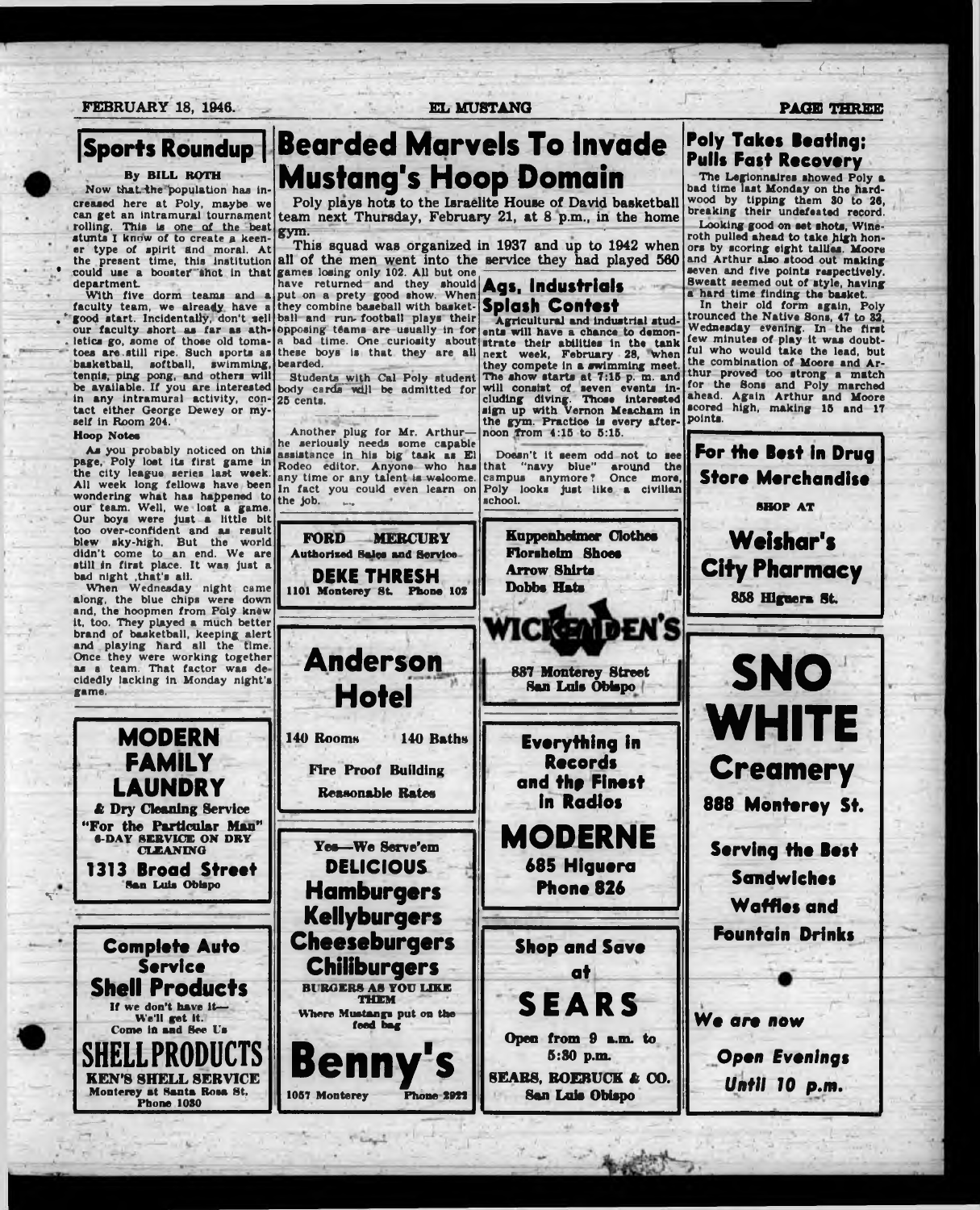## Sports Roundup

By BILL ROTH

Now that the population has increased here at Poly, maybe we can get an intramural tournament rolling. This is one of the best stunts I know of to create a keener type of spirit and moral. At the present time, this institution could use a booster shot in that department.

With five dorm teams and a faculty team, we already have a good start. Incidentally, don't sell our faculty short as far as athletics go, some of those old tomatoes are still ripe. Such sports as basketball, softball, swimming, tennis, ping pong, and others will be available. If you are interested in any intramural activity, contact either George Dewey or myself in Room 204.

### Hoop Notes

As you probably noticed on this page, Poly lost its first game in the city league series last week. All week long fellows have been wondering what has happened to our team. Well, we lost a game. Our boys were just a little bit too over-confident and as result blew sky-high. But the world didn't come to an end. We are still in first place. It was just a bad night, that's all.

When Wednesday night came along, the blue chips were down and, the hoopmen from Poly knew it, too. They played a much better brand of basketball, keeping alert and playing hard all the time. Once they were working together as a team. That factor was decidedly lacking in Monday night's game.

## Bearded Marvels To Invade Mustang's Hoop Domain

Poly plays hots to the Israelite House of David basketball team next Thursday, February 21, at 8 p.m., in the home gym.

This squad was organized in 1937 and up to 1942 when all of the men went into the service they had played 560 games losing only 102. All but one have returned and they should put on a prety good show. When they combine baseball with basketball and run football plays their opposing teams are usually in for a bad time. One curiosity about these boys is that they are all bearded.

Students with Cal Poly student body cards will be admitted for 25 cents.

Another plug for Mr. Arthur—he seriously needs some capable assistance in his big task as El Rodeo editor. Anyone who has any time or any talent is welcome. In fact you could even learn on the job.

## Ags, Industrials Splash Contest

Agricultural and industrial students will have a chance to demonstrate their abilities in the tank next week, February 28, when they compete in a swimming meet. The show starts at 7:15 p. m. and will consist of seven events including diving. Those interested sign up with Vernon Meacham in the gym. Practice is every afternoon from 4:15 to 5:15.

Doesn't it seem odd not to see that "navy blue" around the campus anymore? Once more, Poly looks just like a civilian school.

## Poly Takes Beating; Pulls Fast Recovery

The Legionnaires showed Poly a bad time last Monday on the hardwood by tipping them 30 to 26, breaking their undefeated record.

Looking good on set shots, Wineroth pulled ahead to take high honors by scoring eight tallies. Moore and Arthur also stood out making seven and five points respectively. Sweatt seemed out of style, having a hard time finding the basket.

In their old form again, Poly trounced the Native Sons, 47 to 32, Wednesday evening. In the first few minutes of play it was doubtful who would take the lead, but the combination of Moore and Arthur proved too strong a match for the Sons and Poly marched ahead. Again Arthur and Moore scored high, making 15 and 17 points.

---

**MODERN FAMILY LAUNDRY**
& Dry Cleaning Service
"For the Particular Man"
6-DAY SERVICE ON DRY CLEANING
1313 Broad Street
San Luis Obispo

**Complete Auto Service**
**Shell Products**
If we don't have it—
We'll get it.
Come in and See Us
**SHELLPRODUCTS**
KEN'S SHELL SERVICE
Monterey at Santa Rosa St.
Phone 1030

**FORD MERCURY**
Authorized Sales and Service
**DEKE THRESH**
1101 Monterey St. Phone 102

**Anderson Hotel**
140 Rooms 140 Baths
Fire Proof Building
Reasonable Rates

Yes—We Serve'em
**DELICIOUS**
**Hamburgers**
**Kellyburgers**
**Cheeseburgers**
**Chiliburgers**
BURGERS AS YOU LIKE THEM
Where Mustangs put on the feed bag
**Benny's**
1057 Monterey Phone 2922

Kuppenheimer Clothes
Florsheim Shoes
Arrow Shirts
Dobbs Hats
**WICKENDEN'S**
887 Monterey Street
San Luis Obispo

**Everything in Records and the Finest in Radios**
**MODERNE**
685 Higuera
Phone 826

**Shop and Save at SEARS**
Open from 9 a.m. to 5:30 p.m.
SEARS, ROEBUCK & CO.
San Luis Obispo

**For the Best in Drug Store Merchandise**
SHOP AT
**Weishar's City Pharmacy**
858 Higuera St.

**SNO WHITE Creamery**
888 Monterey St.
Serving the Best
Sandwiches
Waffles and
Fountain Drinks

*We are now*
*Open Evenings*
*Until 10 p.m.*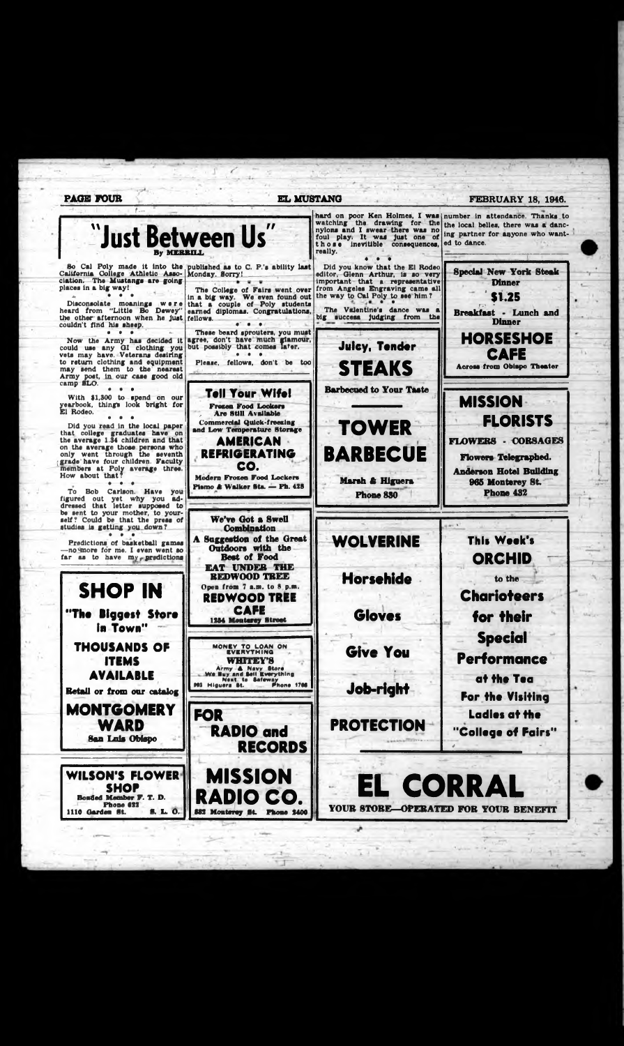# "Just Between Us"

By MERRILL

So Cal Poly made it into the California College Athletic Association. The Mustangs are going places in a big way!

• • •

Disconsolate moanings were heard from "Little Bo Dewey" the other afternoon when he just couldn't find his sheep.

• • •

Now the Army has decided it could use any GI clothing you vets may have. Veterans desiring to return clothing and equipment may send them to the nearest Army post, in our case good old camp SLO.

• • •

With $1,300 to spend on our yearbook, things look bright for El Rodeo.

• • •

Did you read in the local paper that college graduates have on the average 1.34 children and that the average those persons who only went through the seventh grade have four children. Faculty members at Poly average three. How about that?

• • •

To Bob Carlson. Have you figured out yet why you addressed that letter supposed to be sent to your mother, to yourself? Could be that the press of studies is getting you down?

• • •

Predictions of basketball games—no more for me. I even went so far as to have my predictions published as to C. P.'s ability last Monday. Sorry!

• • •

The College of Fairs went over in a big way. We even found out that a couple of Poly students earned diplomas. Congratulations, fellows.

• • •

These beard sprouters, you must agree, don't have much glamour, but possibly that comes later.

• • •

Please, fellows, don't be too hard on poor Ken Holmes, I was watching the drawing for the nylons and I swear there was no foul play. It was just one of those inevitable consequences, really.

• • •

Did you know that the El Rodeo editor, Glenn Arthur, is so very important that a representative from Angeles Engraving came all the way to Cal Poly to see him?

• • •

The Valentine's dance was a big success judging from the number in attendance. Thanks to the local belles, there was a dancing partner for anyone who wanted to dance.

---

**SHOP IN**
**"The Biggest Store In Town"**
**THOUSANDS OF ITEMS AVAILABLE**
Retail or from our catalog
**MONTGOMERY WARD**
San Luis Obispo

---

**WILSON'S FLOWER SHOP**
Bonded Member F. T. D.
Phone 623
1110 Garden St. S. L. O.

---

**Tell Your Wife!**
Frozen Food Lockers Are Still Available
Commercial Quick-freezing and Low Temperature Storage
**AMERICAN REFRIGERATING CO.**
Modern Frozen Food Lockers
Pismo & Walker Sts. — Ph. 428

---

**We've Got a Swell Combination**
A Suggestion of the Great Outdoors with the Best of Food
**EAT UNDER THE REDWOOD TREE**
Open from 7 a.m. to 8 p.m.
**REDWOOD TREE CAFE**
1254 Monterey Street

---

MONEY TO LOAN ON EVERYTHING
**WHITEY'S**
Army & Navy Store
We Buy and Sell Everything
Next to Safeway
993 Higuera St. Phone 1708

---

**FOR RADIO and RECORDS**
**MISSION RADIO CO.**
882 Monterey St. Phone 2400

---

**Juicy, Tender STEAKS**
Barbecued to Your Taste
**TOWER BARBECUE**
Marsh & Higuera
Phone 830

---

**Special New York Steak Dinner**
**$1.25**
Breakfast - Lunch and Dinner
**HORSESHOE CAFE**
Across from Obispo Theater

---

**MISSION FLORISTS**
FLOWERS - CORSAGES
Flowers Telegraphed.
Anderson Hotel Building
965 Monterey St.
Phone 432

---

**WOLVERINE**
**Horsehide Gloves Give You Job-right PROTECTION**

---

**This Week's ORCHID**
to the
**Charioteers for their Special Performance at the Tea For the Visiting Ladies at the "College of Fairs"**

---

**EL CORRAL**
YOUR STORE—OPERATED FOR YOUR BENEFIT